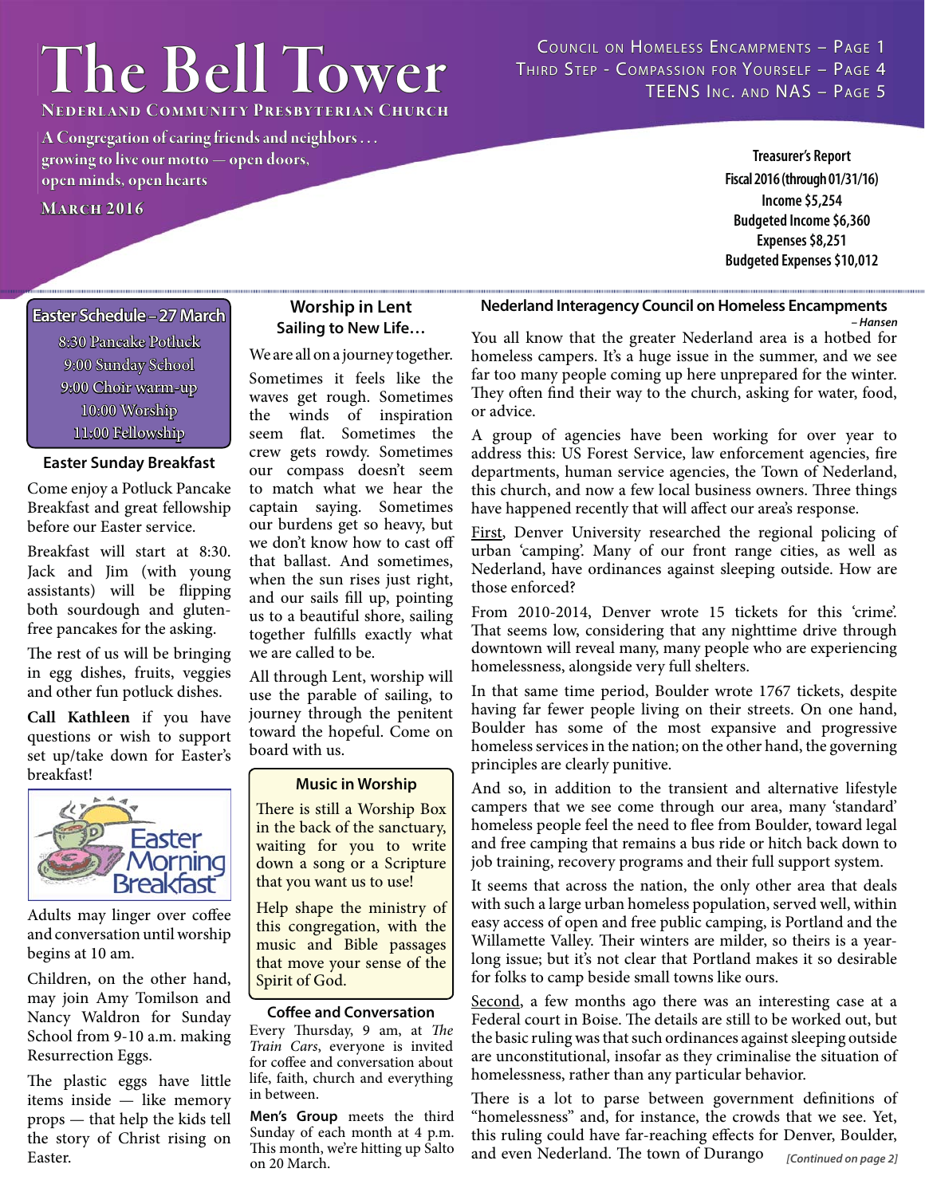# The Bell Tower

**Nederland Community Presbyterian Church**

A Congregation of caring friends and neighbors . . . growing to live our motto — open doors, open minds, open hearts

**March 2016**

Council on Homeless Encampments – Page 1
Third Step - Compassion for Yourself – Page 4
TEENS Inc. and NAS – Page 5

**Treasurer's Report**
**Fiscal 2016 (through 01/31/16)**
**Income $5,254**
**Budgeted Income $6,360**
**Expenses $8,251**
**Budgeted Expenses $10,012**

### Easter Schedule – 27 March

8:30 Pancake Potluck
9:00 Sunday School
9:00 Choir warm-up
10:00 Worship
11:00 Fellowship

### Easter Sunday Breakfast

Come enjoy a Potluck Pancake Breakfast and great fellowship before our Easter service.

Breakfast will start at 8:30. Jack and Jim (with young assistants) will be flipping both sourdough and gluten-free pancakes for the asking.

The rest of us will be bringing in egg dishes, fruits, veggies and other fun potluck dishes.

**Call Kathleen** if you have questions or wish to support set up/take down for Easter's breakfast!

Easter Morning Breakfast

Adults may linger over coffee and conversation until worship begins at 10 am.

Children, on the other hand, may join Amy Tomilson and Nancy Waldron for Sunday School from 9-10 a.m. making Resurrection Eggs.

The plastic eggs have little items inside — like memory props — that help the kids tell the story of Christ rising on Easter.

### Worship in Lent

**Sailing to New Life…**

We are all on a journey together.

Sometimes it feels like the waves get rough. Sometimes the winds of inspiration seem flat. Sometimes the crew gets rowdy. Sometimes our compass doesn't seem to match what we hear the captain saying. Sometimes our burdens get so heavy, but we don't know how to cast off that ballast. And sometimes, when the sun rises just right, and our sails fill up, pointing us to a beautiful shore, sailing together fulfills exactly what we are called to be.

All through Lent, worship will use the parable of sailing, to journey through the penitent toward the hopeful. Come on board with us.

### Music in Worship

There is still a Worship Box in the back of the sanctuary, waiting for you to write down a song or a Scripture that you want us to use!

Help shape the ministry of this congregation, with the music and Bible passages that move your sense of the Spirit of God.

### Coffee and Conversation

Every Thursday, 9 am, at *The Train Cars*, everyone is invited for coffee and conversation about life, faith, church and everything in between.

**Men's Group** meets the third Sunday of each month at 4 p.m. This month, we're hitting up Salto on 20 March.

### Nederland Interagency Council on Homeless Encampments

*– Hansen*

You all know that the greater Nederland area is a hotbed for homeless campers. It's a huge issue in the summer, and we see far too many people coming up here unprepared for the winter. They often find their way to the church, asking for water, food, or advice.

A group of agencies have been working for over year to address this: US Forest Service, law enforcement agencies, fire departments, human service agencies, the Town of Nederland, this church, and now a few local business owners. Three things have happened recently that will affect our area's response.

First, Denver University researched the regional policing of urban 'camping'. Many of our front range cities, as well as Nederland, have ordinances against sleeping outside. How are those enforced?

From 2010-2014, Denver wrote 15 tickets for this 'crime'. That seems low, considering that any nighttime drive through downtown will reveal many, many people who are experiencing homelessness, alongside very full shelters.

In that same time period, Boulder wrote 1767 tickets, despite having far fewer people living on their streets. On one hand, Boulder has some of the most expansive and progressive homeless services in the nation; on the other hand, the governing principles are clearly punitive.

And so, in addition to the transient and alternative lifestyle campers that we see come through our area, many 'standard' homeless people feel the need to flee from Boulder, toward legal and free camping that remains a bus ride or hitch back down to job training, recovery programs and their full support system.

It seems that across the nation, the only other area that deals with such a large urban homeless population, served well, within easy access of open and free public camping, is Portland and the Willamette Valley. Their winters are milder, so theirs is a year-long issue; but it's not clear that Portland makes it so desirable for folks to camp beside small towns like ours.

Second, a few months ago there was an interesting case at a Federal court in Boise. The details are still to be worked out, but the basic ruling was that such ordinances against sleeping outside are unconstitutional, insofar as they criminalise the situation of homelessness, rather than any particular behavior.

There is a lot to parse between government definitions of "homelessness" and, for instance, the crowds that we see. Yet, this ruling could have far-reaching effects for Denver, Boulder, and even Nederland. The town of Durango *[Continued on page 2]*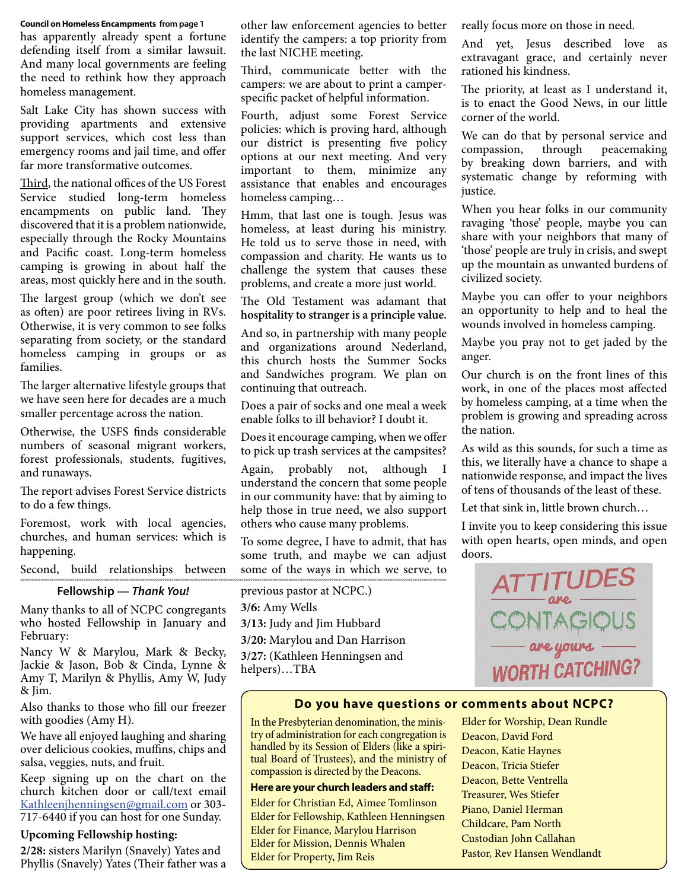**Council on Homeless Encampments from page 1**

has apparently already spent a fortune defending itself from a similar lawsuit. And many local governments are feeling the need to rethink how they approach homeless management.

Salt Lake City has shown success with providing apartments and extensive support services, which cost less than emergency rooms and jail time, and offer far more transformative outcomes.

Third, the national offices of the US Forest Service studied long-term homeless encampments on public land. They discovered that it is a problem nationwide, especially through the Rocky Mountains and Pacific coast. Long-term homeless camping is growing in about half the areas, most quickly here and in the south.

The largest group (which we don't see as often) are poor retirees living in RVs. Otherwise, it is very common to see folks separating from society, or the standard homeless camping in groups or as families.

The larger alternative lifestyle groups that we have seen here for decades are a much smaller percentage across the nation.

Otherwise, the USFS finds considerable numbers of seasonal migrant workers, forest professionals, students, fugitives, and runaways.

The report advises Forest Service districts to do a few things.

Foremost, work with local agencies, churches, and human services: which is happening.

Second, build relationships between other law enforcement agencies to better identify the campers: a top priority from the last NICHE meeting.

Third, communicate better with the campers: we are about to print a camper-specific packet of helpful information.

Fourth, adjust some Forest Service policies: which is proving hard, although our district is presenting five policy options at our next meeting. And very important to them, minimize any assistance that enables and encourages homeless camping…

Hmm, that last one is tough. Jesus was homeless, at least during his ministry. He told us to serve those in need, with compassion and charity. He wants us to challenge the system that causes these problems, and create a more just world.

The Old Testament was adamant that **hospitality to stranger is a principle value.**

And so, in partnership with many people and organizations around Nederland, this church hosts the Summer Socks and Sandwiches program. We plan on continuing that outreach.

Does a pair of socks and one meal a week enable folks to ill behavior? I doubt it.

Does it encourage camping, when we offer to pick up trash services at the campsites?

Again, probably not, although I understand the concern that some people in our community have: that by aiming to help those in true need, we also support others who cause many problems.

To some degree, I have to admit, that has some truth, and maybe we can adjust some of the ways in which we serve, to really focus more on those in need.

And yet, Jesus described love as extravagant grace, and certainly never rationed his kindness.

The priority, at least as I understand it, is to enact the Good News, in our little corner of the world.

We can do that by personal service and compassion, through peacemaking by breaking down barriers, and with systematic change by reforming with justice.

When you hear folks in our community ravaging 'those' people, maybe you can share with your neighbors that many of 'those' people are truly in crisis, and swept up the mountain as unwanted burdens of civilized society.

Maybe you can offer to your neighbors an opportunity to help and to heal the wounds involved in homeless camping.

Maybe you pray not to get jaded by the anger.

Our church is on the front lines of this work, in one of the places most affected by homeless camping, at a time when the problem is growing and spreading across the nation.

As wild as this sounds, for such a time as this, we literally have a chance to shape a nationwide response, and impact the lives of tens of thousands of the least of these.

Let that sink in, little brown church…

I invite you to keep considering this issue with open hearts, open minds, and open doors.

ATTITUDES are CONTAGIOUS — are yours WORTH CATCHING?

## Fellowship — *Thank You!*

Many thanks to all of NCPC congregants who hosted Fellowship in January and February:

Nancy W & Marylou, Mark & Becky, Jackie & Jason, Bob & Cinda, Lynne & Amy T, Marilyn & Phyllis, Amy W, Judy & Jim.

Also thanks to those who fill our freezer with goodies (Amy H).

We have all enjoyed laughing and sharing over delicious cookies, muffins, chips and salsa, veggies, nuts, and fruit.

Keep signing up on the chart on the church kitchen door or call/text email Kathleenjhenningsen@gmail.com or 303-717-6440 if you can host for one Sunday.

**Upcoming Fellowship hosting:**

**2/28:** sisters Marilyn (Snavely) Yates and Phyllis (Snavely) Yates (Their father was a previous pastor at NCPC.)

**3/6:** Amy Wells

**3/13:** Judy and Jim Hubbard

**3/20:** Marylou and Dan Harrison

**3/27:** (Kathleen Henningsen and helpers)…TBA

## Do you have questions or comments about NCPC?

In the Presbyterian denomination, the ministry of administration for each congregation is handled by its Session of Elders (like a spiritual Board of Trustees), and the ministry of compassion is directed by the Deacons.

**Here are your church leaders and staff:**

Elder for Christian Ed, Aimee Tomlinson
Elder for Fellowship, Kathleen Henningsen
Elder for Finance, Marylou Harrison
Elder for Mission, Dennis Whalen
Elder for Property, Jim Reis
Elder for Worship, Dean Rundle
Deacon, David Ford
Deacon, Katie Haynes
Deacon, Tricia Stiefer
Deacon, Bette Ventrella
Treasurer, Wes Stiefer
Piano, Daniel Herman
Childcare, Pam North
Custodian John Callahan
Pastor, Rev Hansen Wendlandt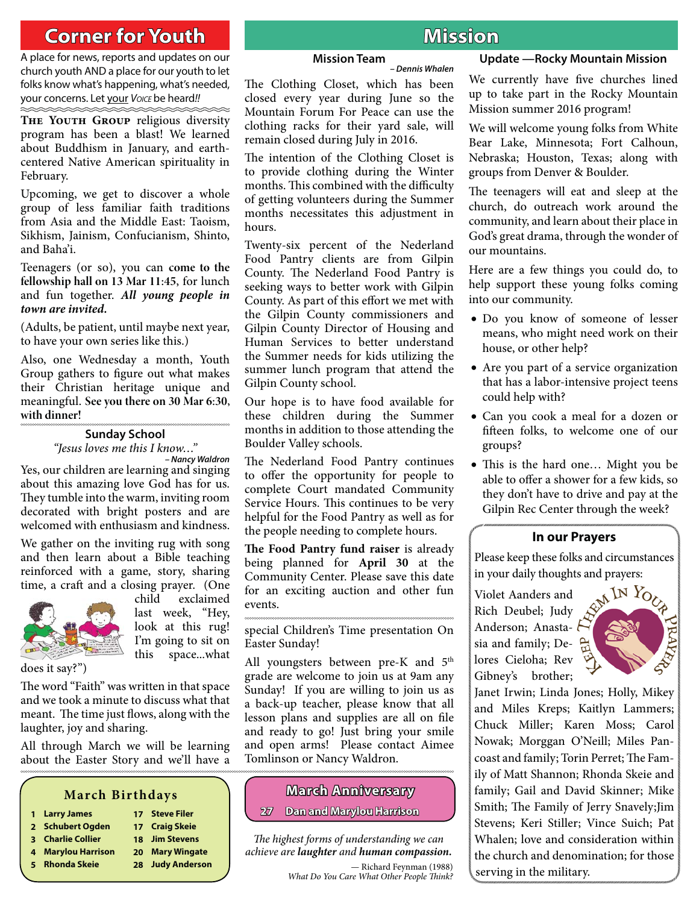# Corner for Youth

A place for news, reports and updates on our church youth AND a place for our youth to let folks know what's happening, what's needed, your concerns. Let your *Voice* be heard!!

**The Youth Group** religious diversity program has been a blast! We learned about Buddhism in January, and earth-centered Native American spirituality in February.

Upcoming, we get to discover a whole group of less familiar faith traditions from Asia and the Middle East: Taoism, Sikhism, Jainism, Confucianism, Shinto, and Baha'i.

Teenagers (or so), you can **come to the fellowship hall on 13 Mar 11:45**, for lunch and fun together. ***All young people in town are invited.***

(Adults, be patient, until maybe next year, to have your own series like this.)

Also, one Wednesday a month, Youth Group gathers to figure out what makes their Christian heritage unique and meaningful. **See you there on 30 Mar 6:30, with dinner!**

## Sunday School

*"Jesus loves me this I know…"*

*– Nancy Waldron*

Yes, our children are learning and singing about this amazing love God has for us. They tumble into the warm, inviting room decorated with bright posters and are welcomed with enthusiasm and kindness.

We gather on the inviting rug with song and then learn about a Bible teaching reinforced with a game, story, sharing time, a craft and a closing prayer. (One child exclaimed last week, "Hey, look at this rug! I'm going to sit on this space...what does it say?")

The word "Faith" was written in that space and we took a minute to discuss what that meant. The time just flows, along with the laughter, joy and sharing.

All through March we will be learning about the Easter Story and we'll have a special Children's Time presentation On Easter Sunday!

All youngsters between pre-K and 5th grade are welcome to join us at 9am any Sunday! If you are willing to join us as a back-up teacher, please know that all lesson plans and supplies are all on file and ready to go! Just bring your smile and open arms! Please contact Aimee Tomlinson or Nancy Waldron.

# Mission

## Mission Team

*– Dennis Whalen*

The Clothing Closet, which has been closed every year during June so the Mountain Forum For Peace can use the clothing racks for their yard sale, will remain closed during July in 2016.

The intention of the Clothing Closet is to provide clothing during the Winter months. This combined with the difficulty of getting volunteers during the Summer months necessitates this adjustment in hours.

Twenty-six percent of the Nederland Food Pantry clients are from Gilpin County. The Nederland Food Pantry is seeking ways to better work with Gilpin County. As part of this effort we met with the Gilpin County commissioners and Gilpin County Director of Housing and Human Services to better understand the Summer needs for kids utilizing the summer lunch program that attend the Gilpin County school.

Our hope is to have food available for these children during the Summer months in addition to those attending the Boulder Valley schools.

The Nederland Food Pantry continues to offer the opportunity for people to complete Court mandated Community Service Hours. This continues to be very helpful for the Food Pantry as well as for the people needing to complete hours.

**The Food Pantry fund raiser** is already being planned for **April 30** at the Community Center. Please save this date for an exciting auction and other fun events.

## Update —Rocky Mountain Mission

We currently have five churches lined up to take part in the Rocky Mountain Mission summer 2016 program!

We will welcome young folks from White Bear Lake, Minnesota; Fort Calhoun, Nebraska; Houston, Texas; along with groups from Denver & Boulder.

The teenagers will eat and sleep at the church, do outreach work around the community, and learn about their place in God's great drama, through the wonder of our mountains.

Here are a few things you could do, to help support these young folks coming into our community.

- Do you know of someone of lesser means, who might need work on their house, or other help?
- Are you part of a service organization that has a labor-intensive project teens could help with?
- Can you cook a meal for a dozen or fifteen folks, to welcome one of our groups?
- This is the hard one… Might you be able to offer a shower for a few kids, so they don't have to drive and pay at the Gilpin Rec Center through the week?

## In our Prayers

Please keep these folks and circumstances in your daily thoughts and prayers:

Keep Them In Your Prayers

Violet Aanders and Rich Deubel; Judy Anderson; Anastasia and family; Delores Cieloha; Rev Gibney's brother; Janet Irwin; Linda Jones; Holly, Mikey and Miles Kreps; Kaitlyn Lammers; Chuck Miller; Karen Moss; Carol Nowak; Morggan O'Neill; Miles Pancoast and family; Torin Perret; The Family of Matt Shannon; Rhonda Skeie and family; Gail and David Skinner; Mike Smith; The Family of Jerry Snavely;Jim Stevens; Keri Stiller; Vince Suich; Pat Whalen; love and consideration within the church and denomination; for those serving in the military.

## March Birthdays

| | | | |
|---|---|---|---|
| 1 | Larry James | 17 | Steve Filer |
| 2 | Schubert Ogden | 17 | Craig Skeie |
| 3 | Charlie Collier | 18 | Jim Stevens |
| 4 | Marylou Harrison | 20 | Mary Wingate |
| 5 | Rhonda Skeie | 28 | Judy Anderson |

## March Anniversary

**27 Dan and Marylou Harrison**

*The highest forms of understanding we can achieve are **laughter** and **human compassion.***

— Richard Feynman (1988)
*What Do You Care What Other People Think?*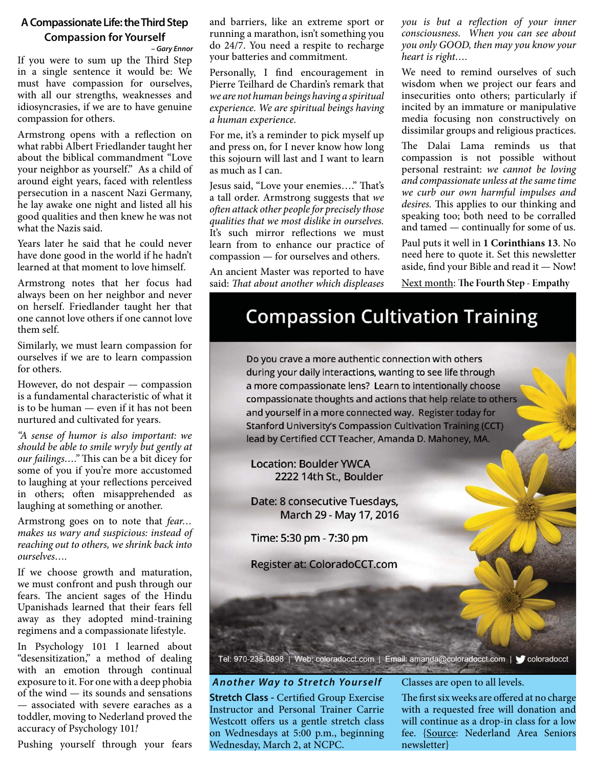## A Compassionate Life: the Third Step
### Compassion for Yourself

*– Gary Ennor*

If you were to sum up the Third Step in a single sentence it would be: We must have compassion for ourselves, with all our strengths, weaknesses and idiosyncrasies, if we are to have genuine compassion for others.

Armstrong opens with a reflection on what rabbi Albert Friedlander taught her about the biblical commandment "Love your neighbor as yourself." As a child of around eight years, faced with relentless persecution in a nascent Nazi Germany, he lay awake one night and listed all his good qualities and then knew he was not what the Nazis said.

Years later he said that he could never have done good in the world if he hadn't learned at that moment to love himself.

Armstrong notes that her focus had always been on her neighbor and never on herself. Friedlander taught her that one cannot love others if one cannot love them self.

Similarly, we must learn compassion for ourselves if we are to learn compassion for others.

However, do not despair — compassion is a fundamental characteristic of what it is to be human — even if it has not been nurtured and cultivated for years.

*"A sense of humor is also important: we should be able to smile wryly but gently at our failings…."* This can be a bit dicey for some of you if you're more accustomed to laughing at your reflections perceived in others; often misapprehended as laughing at something or another.

Armstrong goes on to note that *fear… makes us wary and suspicious: instead of reaching out to others, we shrink back into ourselves….*

If we choose growth and maturation, we must confront and push through our fears. The ancient sages of the Hindu Upanishads learned that their fears fell away as they adopted mind-training regimens and a compassionate lifestyle.

In Psychology 101 I learned about "desensitization," a method of dealing with an emotion through continual exposure to it. For one with a deep phobia of the wind — its sounds and sensations — associated with severe earaches as a toddler, moving to Nederland proved the accuracy of Psychology 101*!*

Pushing yourself through your fears and barriers, like an extreme sport or running a marathon, isn't something you do 24/7. You need a respite to recharge your batteries and commitment.

Personally, I find encouragement in Pierre Teilhard de Chardin's remark that *we are not human beings having a spiritual experience. We are spiritual beings having a human experience.*

For me, it's a reminder to pick myself up and press on, for I never know how long this sojourn will last and I want to learn as much as I can.

Jesus said, "Love your enemies…." That's a tall order. Armstrong suggests that *we often attack other people for precisely those qualities that we most dislike in ourselves.* It's such mirror reflections we must learn from to enhance our practice of compassion — for ourselves and others.

An ancient Master was reported to have said: *That about another which displeases you is but a reflection of your inner consciousness. When you can see about you only GOOD, then may you know your heart is right….*

We need to remind ourselves of such wisdom when we project our fears and insecurities onto others; particularly if incited by an immature or manipulative media focusing non constructively on dissimilar groups and religious practices.

The Dalai Lama reminds us that compassion is not possible without personal restraint: *we cannot be loving and compassionate unless at the same time we curb our own harmful impulses and desires.* This applies to our thinking and speaking too; both need to be corralled and tamed — continually for some of us.

Paul puts it well in **1 Corinthians 13**. No need here to quote it. Set this newsletter aside, find your Bible and read it — Now**!**

Next month: **The Fourth Step - Empathy**

## Compassion Cultivation Training

Do you crave a more authentic connection with others during your daily interactions, wanting to see life through a more compassionate lens? Learn to intentionally choose compassionate thoughts and actions that help relate to others and yourself in a more connected way. Register today for Stanford University's Compassion Cultivation Training (CCT) lead by Certified CCT Teacher, Amanda D. Mahoney, MA.

Location: Boulder YWCA
2222 14th St., Boulder

Date: 8 consecutive Tuesdays,
March 29 - May 17, 2016

Time: 5:30 pm - 7:30 pm

Register at: ColoradoCCT.com

Tel: 970-235-0898 | Web: coloradocct.com | Email: amanda@coloradocct.com | coloradocct

### *Another Way to Stretch Yourself*

**Stretch Class** - Certified Group Exercise Instructor and Personal Trainer Carrie Westcott offers us a gentle stretch class on Wednesdays at 5:00 p.m., beginning Wednesday, March 2, at NCPC.

Classes are open to all levels.

The first six weeks are offered at no charge with a requested free will donation and will continue as a drop-in class for a low fee. {Source: Nederland Area Seniors newsletter}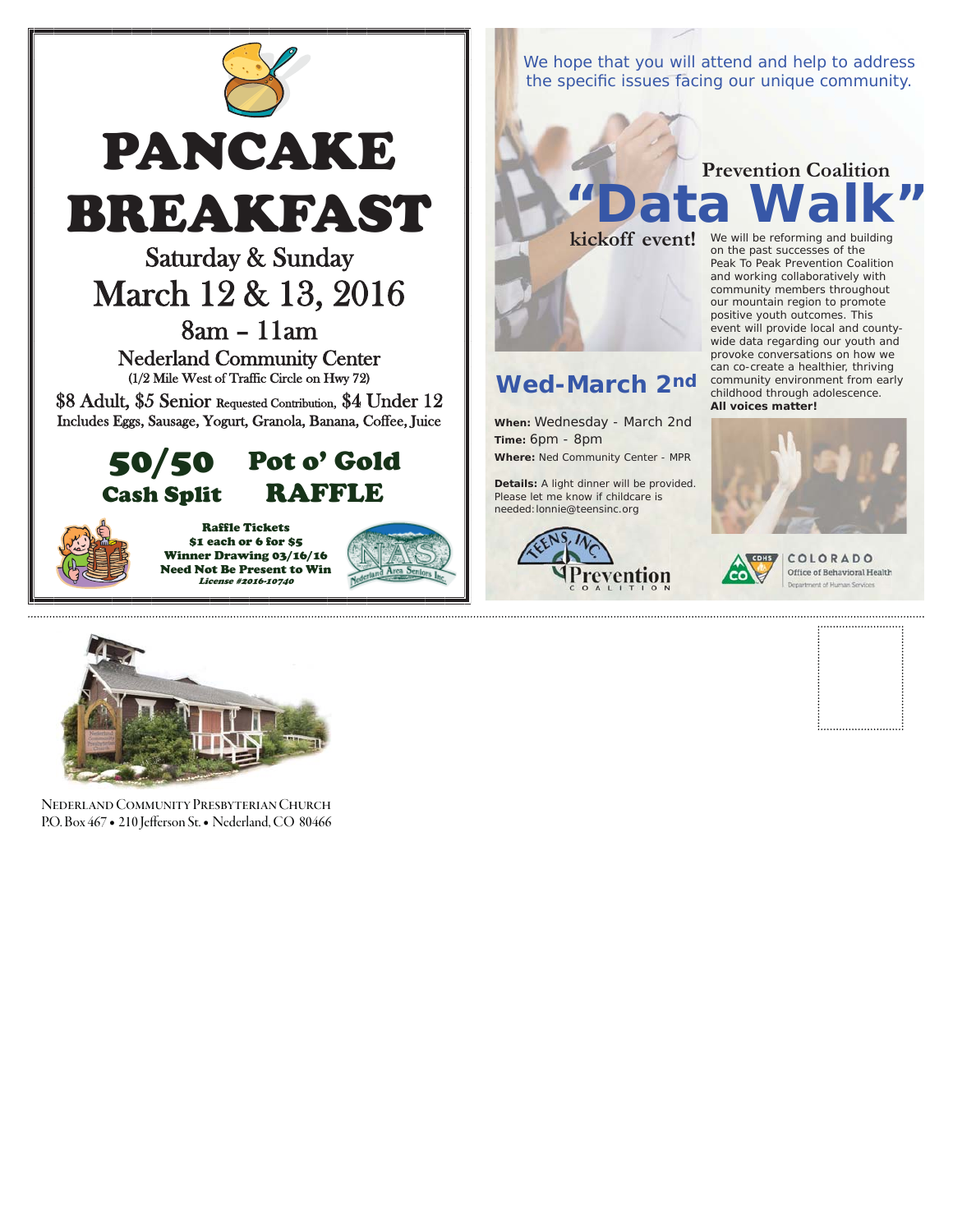# PANCAKE BREAKFAST

Saturday & Sunday

March 12 & 13, 2016

8am – 11am

Nederland Community Center

(1/2 Mile West of Traffic Circle on Hwy 72)

$8 Adult, $5 Senior Requested Contribution, $4 Under 12

Includes Eggs, Sausage, Yogurt, Granola, Banana, Coffee, Juice

**50/50 Cash Split** **Pot o' Gold RAFFLE**

**Raffle Tickets**
**$1 each or 6 for $5**
**Winner Drawing 03/16/16**
**Need Not Be Present to Win**
***License #2016-10740***

NAS Nederland Area Seniors Inc.

We hope that you will attend and help to address the specific issues facing our unique community.

## Prevention Coalition "Data Walk" kickoff event!

We will be reforming and building on the past successes of the Peak To Peak Prevention Coalition and working collaboratively with community members throughout our mountain region to promote positive youth outcomes. This event will provide local and county-wide data regarding our youth and provoke conversations on how we can co-create a healthier, thriving community environment from early childhood through adolescence. **All voices matter!**

## Wed-March 2nd

**When:** Wednesday - March 2nd
**Time:** 6pm - 8pm
**Where:** Ned Community Center - MPR

**Details:** A light dinner will be provided. Please let me know if childcare is needed: lonnie@teensinc.org

TEENS, INC. Prevention Coalition

COLORADO Office of Behavioral Health, Department of Human Services

Nederland Community Presbyterian Church
P.O. Box 467 • 210 Jefferson St. • Nederland, CO 80466